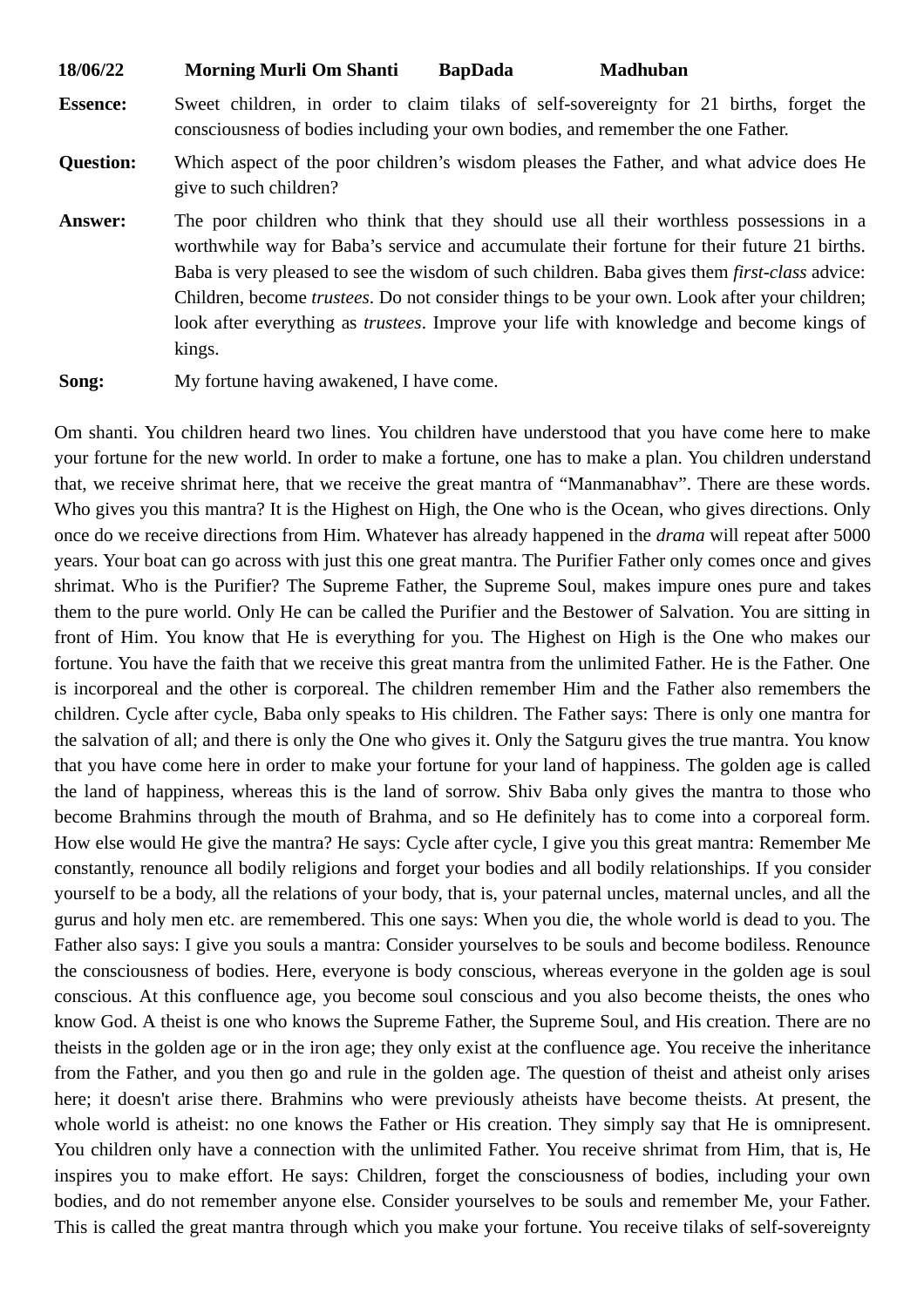**18/06/22 Morning Murli Om Shanti BapDada Madhuban**

**Essence:** Sweet children, in order to claim tilaks of self-sovereignty for 21 births, forget the consciousness of bodies including your own bodies, and remember the one Father.

**Question:** Which aspect of the poor children's wisdom pleases the Father, and what advice does He give to such children?

**Answer:** The poor children who think that they should use all their worthless possessions in a worthwhile way for Baba's service and accumulate their fortune for their future 21 births. Baba is very pleased to see the wisdom of such children. Baba gives them *first-class* advice: Children, become *trustees*. Do not consider things to be your own. Look after your children; look after everything as *trustees*. Improve your life with knowledge and become kings of kings.

**Song:** My fortune having awakened, I have come.

Om shanti. You children heard two lines. You children have understood that you have come here to make your fortune for the new world. In order to make a fortune, one has to make a plan. You children understand that, we receive shrimat here, that we receive the great mantra of "Manmanabhav". There are these words. Who gives you this mantra? It is the Highest on High, the One who is the Ocean, who gives directions. Only once do we receive directions from Him. Whatever has already happened in the *drama* will repeat after 5000 years. Your boat can go across with just this one great mantra. The Purifier Father only comes once and gives shrimat. Who is the Purifier? The Supreme Father, the Supreme Soul, makes impure ones pure and takes them to the pure world. Only He can be called the Purifier and the Bestower of Salvation. You are sitting in front of Him. You know that He is everything for you. The Highest on High is the One who makes our fortune. You have the faith that we receive this great mantra from the unlimited Father. He is the Father. One is incorporeal and the other is corporeal. The children remember Him and the Father also remembers the children. Cycle after cycle, Baba only speaks to His children. The Father says: There is only one mantra for the salvation of all; and there is only the One who gives it. Only the Satguru gives the true mantra. You know that you have come here in order to make your fortune for your land of happiness. The golden age is called the land of happiness, whereas this is the land of sorrow. Shiv Baba only gives the mantra to those who become Brahmins through the mouth of Brahma, and so He definitely has to come into a corporeal form. How else would He give the mantra? He says: Cycle after cycle, I give you this great mantra: Remember Me constantly, renounce all bodily religions and forget your bodies and all bodily relationships. If you consider yourself to be a body, all the relations of your body, that is, your paternal uncles, maternal uncles, and all the gurus and holy men etc. are remembered. This one says: When you die, the whole world is dead to you. The Father also says: I give you souls a mantra: Consider yourselves to be souls and become bodiless. Renounce the consciousness of bodies. Here, everyone is body conscious, whereas everyone in the golden age is soul conscious. At this confluence age, you become soul conscious and you also become theists, the ones who know God. A theist is one who knows the Supreme Father, the Supreme Soul, and His creation. There are no theists in the golden age or in the iron age; they only exist at the confluence age. You receive the inheritance from the Father, and you then go and rule in the golden age. The question of theist and atheist only arises here; it doesn't arise there. Brahmins who were previously atheists have become theists. At present, the whole world is atheist: no one knows the Father or His creation. They simply say that He is omnipresent. You children only have a connection with the unlimited Father. You receive shrimat from Him, that is, He inspires you to make effort. He says: Children, forget the consciousness of bodies, including your own bodies, and do not remember anyone else. Consider yourselves to be souls and remember Me, your Father. This is called the great mantra through which you make your fortune. You receive tilaks of self-sovereignty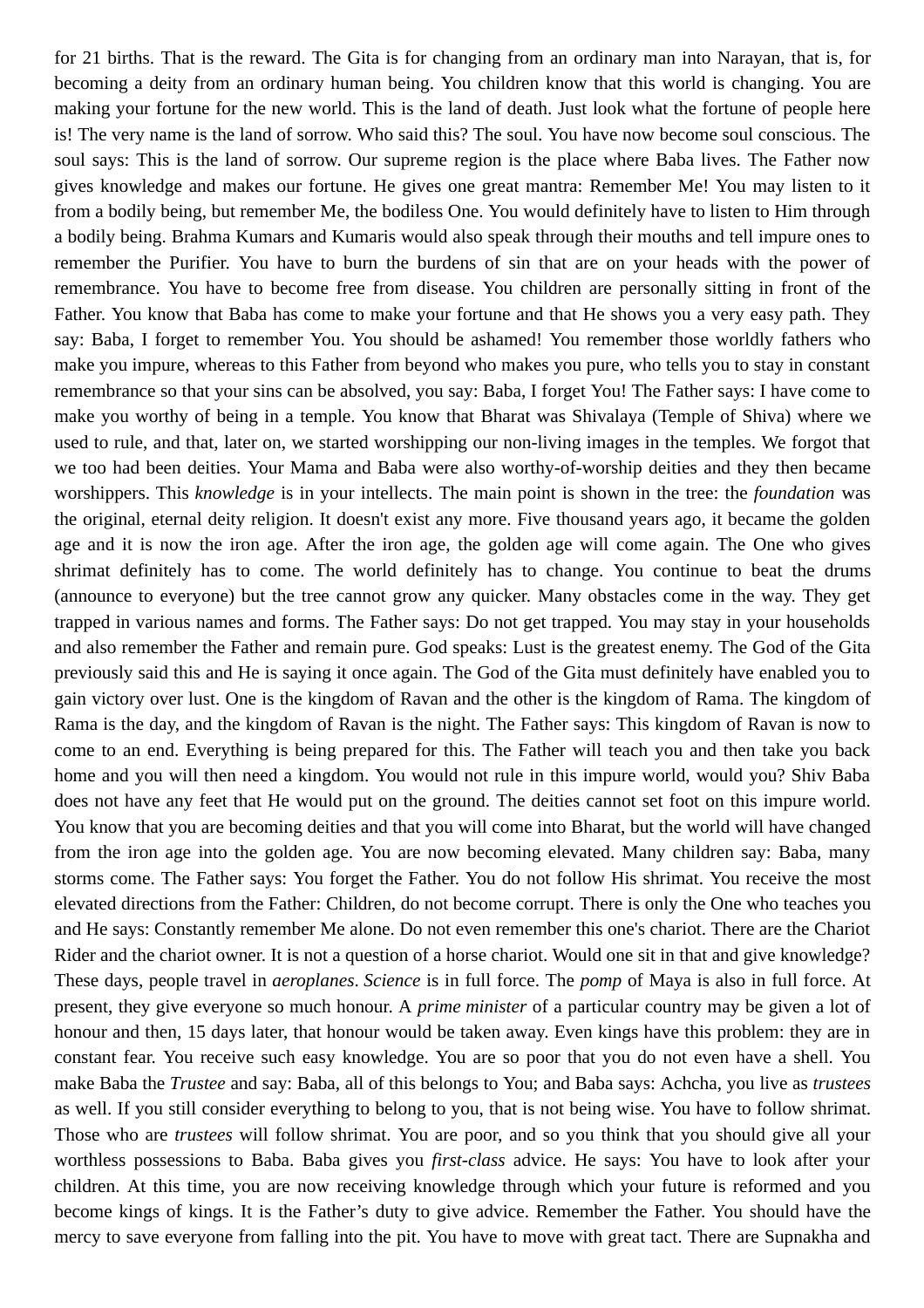for 21 births. That is the reward. The Gita is for changing from an ordinary man into Narayan, that is, for becoming a deity from an ordinary human being. You children know that this world is changing. You are making your fortune for the new world. This is the land of death. Just look what the fortune of people here is! The very name is the land of sorrow. Who said this? The soul. You have now become soul conscious. The soul says: This is the land of sorrow. Our supreme region is the place where Baba lives. The Father now gives knowledge and makes our fortune. He gives one great mantra: Remember Me! You may listen to it from a bodily being, but remember Me, the bodiless One. You would definitely have to listen to Him through a bodily being. Brahma Kumars and Kumaris would also speak through their mouths and tell impure ones to remember the Purifier. You have to burn the burdens of sin that are on your heads with the power of remembrance. You have to become free from disease. You children are personally sitting in front of the Father. You know that Baba has come to make your fortune and that He shows you a very easy path. They say: Baba, I forget to remember You. You should be ashamed! You remember those worldly fathers who make you impure, whereas to this Father from beyond who makes you pure, who tells you to stay in constant remembrance so that your sins can be absolved, you say: Baba, I forget You! The Father says: I have come to make you worthy of being in a temple. You know that Bharat was Shivalaya (Temple of Shiva) where we used to rule, and that, later on, we started worshipping our non-living images in the temples. We forgot that we too had been deities. Your Mama and Baba were also worthy-of-worship deities and they then became worshippers. This *knowledge* is in your intellects. The main point is shown in the tree: the *foundation* was the original, eternal deity religion. It doesn't exist any more. Five thousand years ago, it became the golden age and it is now the iron age. After the iron age, the golden age will come again. The One who gives shrimat definitely has to come. The world definitely has to change. You continue to beat the drums (announce to everyone) but the tree cannot grow any quicker. Many obstacles come in the way. They get trapped in various names and forms. The Father says: Do not get trapped. You may stay in your households and also remember the Father and remain pure. God speaks: Lust is the greatest enemy. The God of the Gita previously said this and He is saying it once again. The God of the Gita must definitely have enabled you to gain victory over lust. One is the kingdom of Ravan and the other is the kingdom of Rama. The kingdom of Rama is the day, and the kingdom of Ravan is the night. The Father says: This kingdom of Ravan is now to come to an end. Everything is being prepared for this. The Father will teach you and then take you back home and you will then need a kingdom. You would not rule in this impure world, would you? Shiv Baba does not have any feet that He would put on the ground. The deities cannot set foot on this impure world. You know that you are becoming deities and that you will come into Bharat, but the world will have changed from the iron age into the golden age. You are now becoming elevated. Many children say: Baba, many storms come. The Father says: You forget the Father. You do not follow His shrimat. You receive the most elevated directions from the Father: Children, do not become corrupt. There is only the One who teaches you and He says: Constantly remember Me alone. Do not even remember this one's chariot. There are the Chariot Rider and the chariot owner. It is not a question of a horse chariot. Would one sit in that and give knowledge? These days, people travel in *aeroplanes*. *Science* is in full force. The *pomp* of Maya is also in full force. At present, they give everyone so much honour. A *prime minister* of a particular country may be given a lot of honour and then, 15 days later, that honour would be taken away. Even kings have this problem: they are in constant fear. You receive such easy knowledge. You are so poor that you do not even have a shell. You make Baba the *Trustee* and say: Baba, all of this belongs to You; and Baba says: Achcha, you live as *trustees* as well. If you still consider everything to belong to you, that is not being wise. You have to follow shrimat. Those who are *trustees* will follow shrimat. You are poor, and so you think that you should give all your worthless possessions to Baba. Baba gives you *first-class* advice. He says: You have to look after your children. At this time, you are now receiving knowledge through which your future is reformed and you become kings of kings. It is the Father's duty to give advice. Remember the Father. You should have the mercy to save everyone from falling into the pit. You have to move with great tact. There are Supnakha and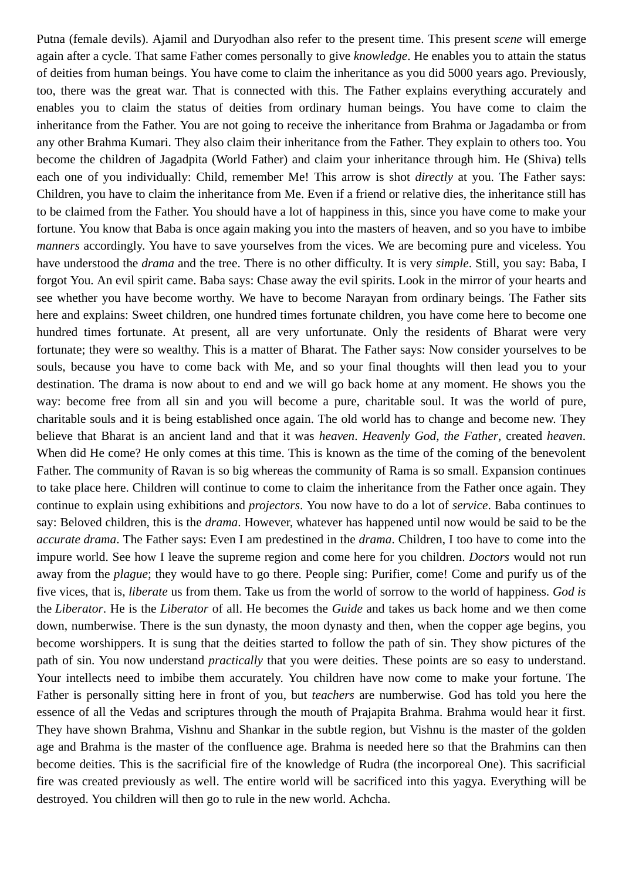Putna (female devils). Ajamil and Duryodhan also refer to the present time. This present *scene* will emerge again after a cycle. That same Father comes personally to give *knowledge*. He enables you to attain the status of deities from human beings. You have come to claim the inheritance as you did 5000 years ago. Previously, too, there was the great war. That is connected with this. The Father explains everything accurately and enables you to claim the status of deities from ordinary human beings. You have come to claim the inheritance from the Father. You are not going to receive the inheritance from Brahma or Jagadamba or from any other Brahma Kumari. They also claim their inheritance from the Father. They explain to others too. You become the children of Jagadpita (World Father) and claim your inheritance through him. He (Shiva) tells each one of you individually: Child, remember Me! This arrow is shot *directly* at you. The Father says: Children, you have to claim the inheritance from Me. Even if a friend or relative dies, the inheritance still has to be claimed from the Father. You should have a lot of happiness in this, since you have come to make your fortune. You know that Baba is once again making you into the masters of heaven, and so you have to imbibe *manners* accordingly. You have to save yourselves from the vices. We are becoming pure and viceless. You have understood the *drama* and the tree. There is no other difficulty. It is very *simple*. Still, you say: Baba, I forgot You. An evil spirit came. Baba says: Chase away the evil spirits. Look in the mirror of your hearts and see whether you have become worthy. We have to become Narayan from ordinary beings. The Father sits here and explains: Sweet children, one hundred times fortunate children, you have come here to become one hundred times fortunate. At present, all are very unfortunate. Only the residents of Bharat were very fortunate; they were so wealthy. This is a matter of Bharat. The Father says: Now consider yourselves to be souls, because you have to come back with Me, and so your final thoughts will then lead you to your destination. The drama is now about to end and we will go back home at any moment. He shows you the way: become free from all sin and you will become a pure, charitable soul. It was the world of pure, charitable souls and it is being established once again. The old world has to change and become new. They believe that Bharat is an ancient land and that it was *heaven*. *Heavenly God, the Father*, created *heaven*. When did He come? He only comes at this time. This is known as the time of the coming of the benevolent Father. The community of Ravan is so big whereas the community of Rama is so small. Expansion continues to take place here. Children will continue to come to claim the inheritance from the Father once again. They continue to explain using exhibitions and *projectors*. You now have to do a lot of *service*. Baba continues to say: Beloved children, this is the *drama*. However, whatever has happened until now would be said to be the *accurate drama*. The Father says: Even I am predestined in the *drama*. Children, I too have to come into the impure world. See how I leave the supreme region and come here for you children. *Doctors* would not run away from the *plague*; they would have to go there. People sing: Purifier, come! Come and purify us of the five vices, that is, *liberate* us from them. Take us from the world of sorrow to the world of happiness. *God is* the *Liberator*. He is the *Liberator* of all. He becomes the *Guide* and takes us back home and we then come down, numberwise. There is the sun dynasty, the moon dynasty and then, when the copper age begins, you become worshippers. It is sung that the deities started to follow the path of sin. They show pictures of the path of sin. You now understand *practically* that you were deities. These points are so easy to understand. Your intellects need to imbibe them accurately. You children have now come to make your fortune. The Father is personally sitting here in front of you, but *teachers* are numberwise. God has told you here the essence of all the Vedas and scriptures through the mouth of Prajapita Brahma. Brahma would hear it first. They have shown Brahma, Vishnu and Shankar in the subtle region, but Vishnu is the master of the golden age and Brahma is the master of the confluence age. Brahma is needed here so that the Brahmins can then become deities. This is the sacrificial fire of the knowledge of Rudra (the incorporeal One). This sacrificial fire was created previously as well. The entire world will be sacrificed into this yagya. Everything will be destroyed. You children will then go to rule in the new world. Achcha.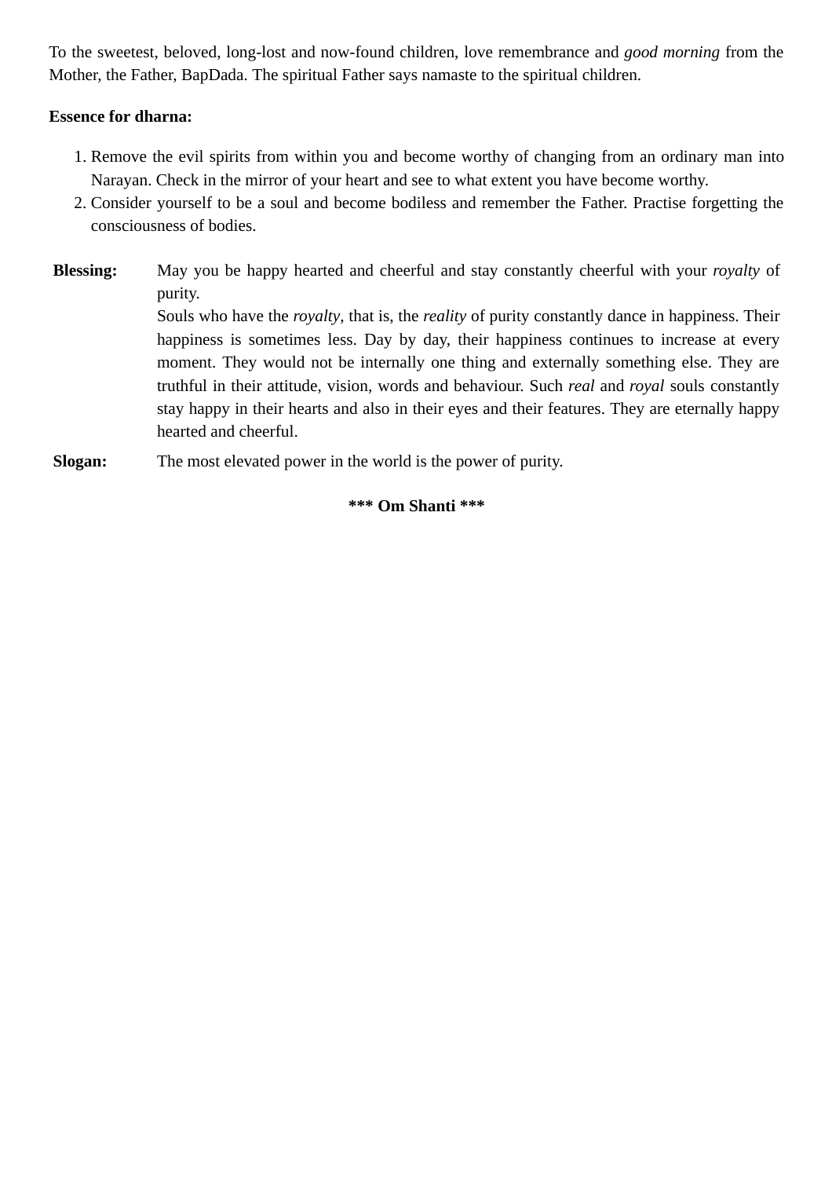To the sweetest, beloved, long-lost and now-found children, love remembrance and *good morning* from the Mother, the Father, BapDada. The spiritual Father says namaste to the spiritual children.

**Essence for dharna:**

1. Remove the evil spirits from within you and become worthy of changing from an ordinary man into Narayan. Check in the mirror of your heart and see to what extent you have become worthy.
2. Consider yourself to be a soul and become bodiless and remember the Father. Practise forgetting the consciousness of bodies.

**Blessing:** May you be happy hearted and cheerful and stay constantly cheerful with your *royalty* of purity.

Souls who have the *royalty*, that is, the *reality* of purity constantly dance in happiness. Their happiness is sometimes less. Day by day, their happiness continues to increase at every moment. They would not be internally one thing and externally something else. They are truthful in their attitude, vision, words and behaviour. Such *real* and *royal* souls constantly stay happy in their hearts and also in their eyes and their features. They are eternally happy hearted and cheerful.

**Slogan:** The most elevated power in the world is the power of purity.

**\*\*\* Om Shanti \*\*\***